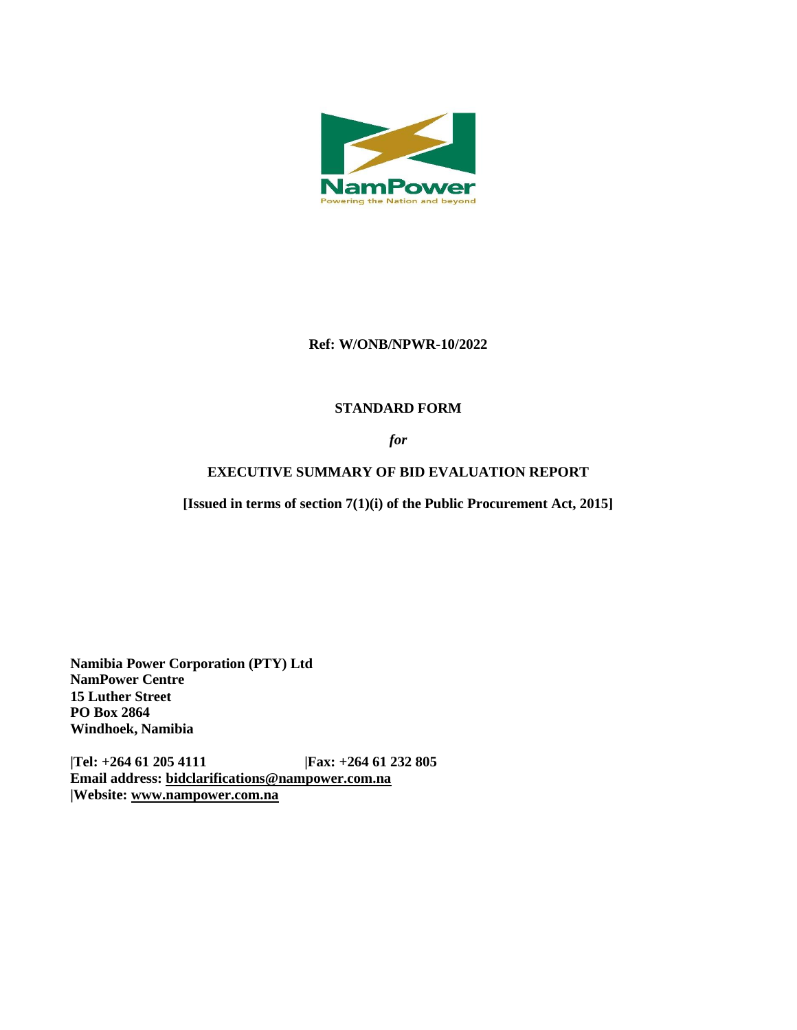NamPower

Powering the Nation and beyond

**Ref: W/ONB/NPWR-10/2022**

**STANDARD FORM**

***for***

**EXECUTIVE SUMMARY OF BID EVALUATION REPORT**

**[Issued in terms of section 7(1)(i) of the Public Procurement Act, 2015]**

**Namibia Power Corporation (PTY) Ltd**
**NamPower Centre**
**15 Luther Street**
**PO Box 2864**
**Windhoek, Namibia**

**|Tel: +264 61 205 4111 |Fax: +264 61 232 805**
**Email address: bidclarifications@nampower.com.na**
**|Website: www.nampower.com.na**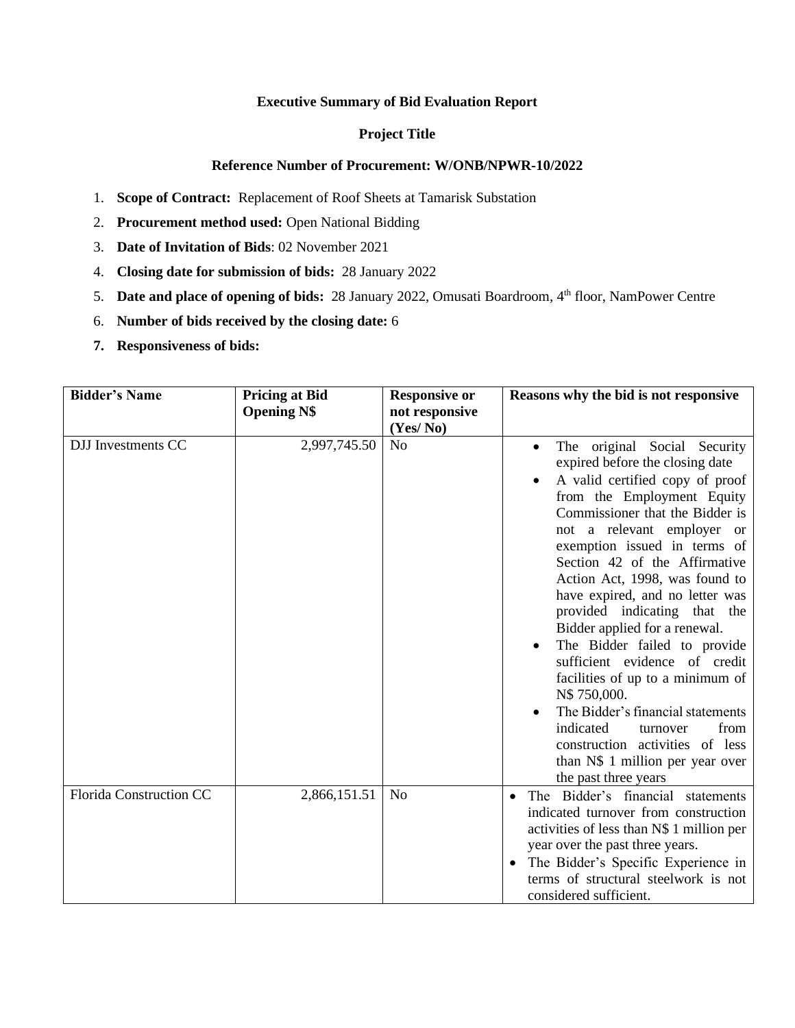**Executive Summary of Bid Evaluation Report**

**Project Title**

**Reference Number of Procurement: W/ONB/NPWR-10/2022**

1. **Scope of Contract:** Replacement of Roof Sheets at Tamarisk Substation
2. **Procurement method used:** Open National Bidding
3. **Date of Invitation of Bids**: 02 November 2021
4. **Closing date for submission of bids:** 28 January 2022
5. **Date and place of opening of bids:** 28 January 2022, Omusati Boardroom, 4th floor, NamPower Centre
6. **Number of bids received by the closing date:** 6
7. **Responsiveness of bids:**

| Bidder's Name | Pricing at Bid Opening N$ | Responsive or not responsive (Yes/ No) | Reasons why the bid is not responsive |
|---|---|---|---|
| DJJ Investments CC | 2,997,745.50 | No | • The original Social Security expired before the closing date<br>• A valid certified copy of proof from the Employment Equity Commissioner that the Bidder is not a relevant employer or exemption issued in terms of Section 42 of the Affirmative Action Act, 1998, was found to have expired, and no letter was provided indicating that the Bidder applied for a renewal.<br>• The Bidder failed to provide sufficient evidence of credit facilities of up to a minimum of N$ 750,000.<br>• The Bidder's financial statements indicated turnover from construction activities of less than N$ 1 million per year over the past three years |
| Florida Construction CC | 2,866,151.51 | No | • The Bidder's financial statements indicated turnover from construction activities of less than N$ 1 million per year over the past three years.<br>• The Bidder's Specific Experience in terms of structural steelwork is not considered sufficient. |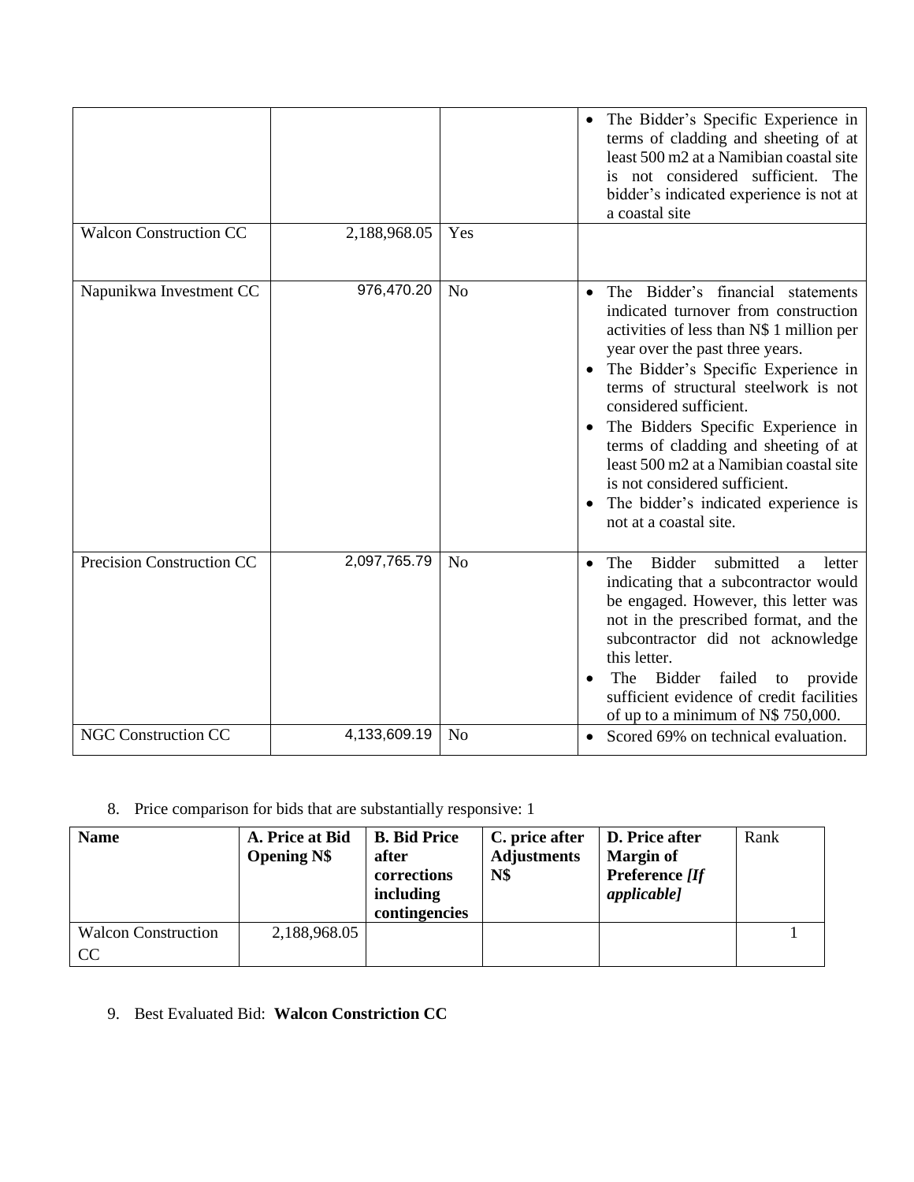| | | | |
|---|---|---|---|
| | | | • The Bidder's Specific Experience in terms of cladding and sheeting of at least 500 m2 at a Namibian coastal site is not considered sufficient. The bidder's indicated experience is not at a coastal site |
| Walcon Construction CC | 2,188,968.05 | Yes | |
| Napunikwa Investment CC | 976,470.20 | No | • The Bidder's financial statements indicated turnover from construction activities of less than N$ 1 million per year over the past three years.<br>• The Bidder's Specific Experience in terms of structural steelwork is not considered sufficient.<br>• The Bidders Specific Experience in terms of cladding and sheeting of at least 500 m2 at a Namibian coastal site is not considered sufficient.<br>• The bidder's indicated experience is not at a coastal site. |
| Precision Construction CC | 2,097,765.79 | No | • The Bidder submitted a letter indicating that a subcontractor would be engaged. However, this letter was not in the prescribed format, and the subcontractor did not acknowledge this letter.<br>• The Bidder failed to provide sufficient evidence of credit facilities of up to a minimum of N$ 750,000. |
| NGC Construction CC | 4,133,609.19 | No | • Scored 69% on technical evaluation. |

8. Price comparison for bids that are substantially responsive: 1

| Name | A. Price at Bid Opening N$ | B. Bid Price after corrections including contingencies | C. price after Adjustments N$ | D. Price after Margin of Preference *[If applicable]* | Rank |
|---|---|---|---|---|---|
| Walcon Construction CC | 2,188,968.05 | | | | 1 |

9. Best Evaluated Bid: **Walcon Constriction CC**